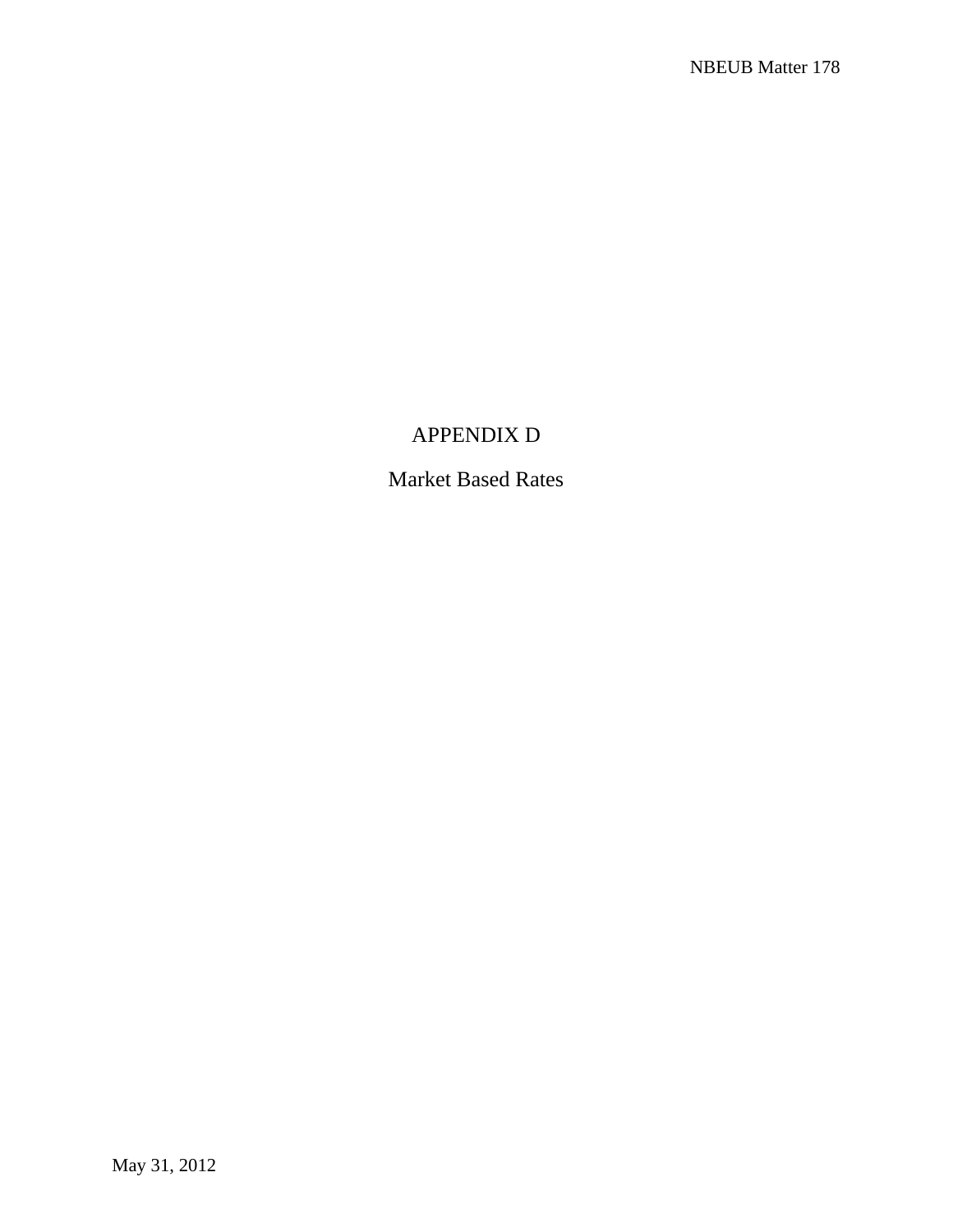# APPENDIX D

## Market Based Rates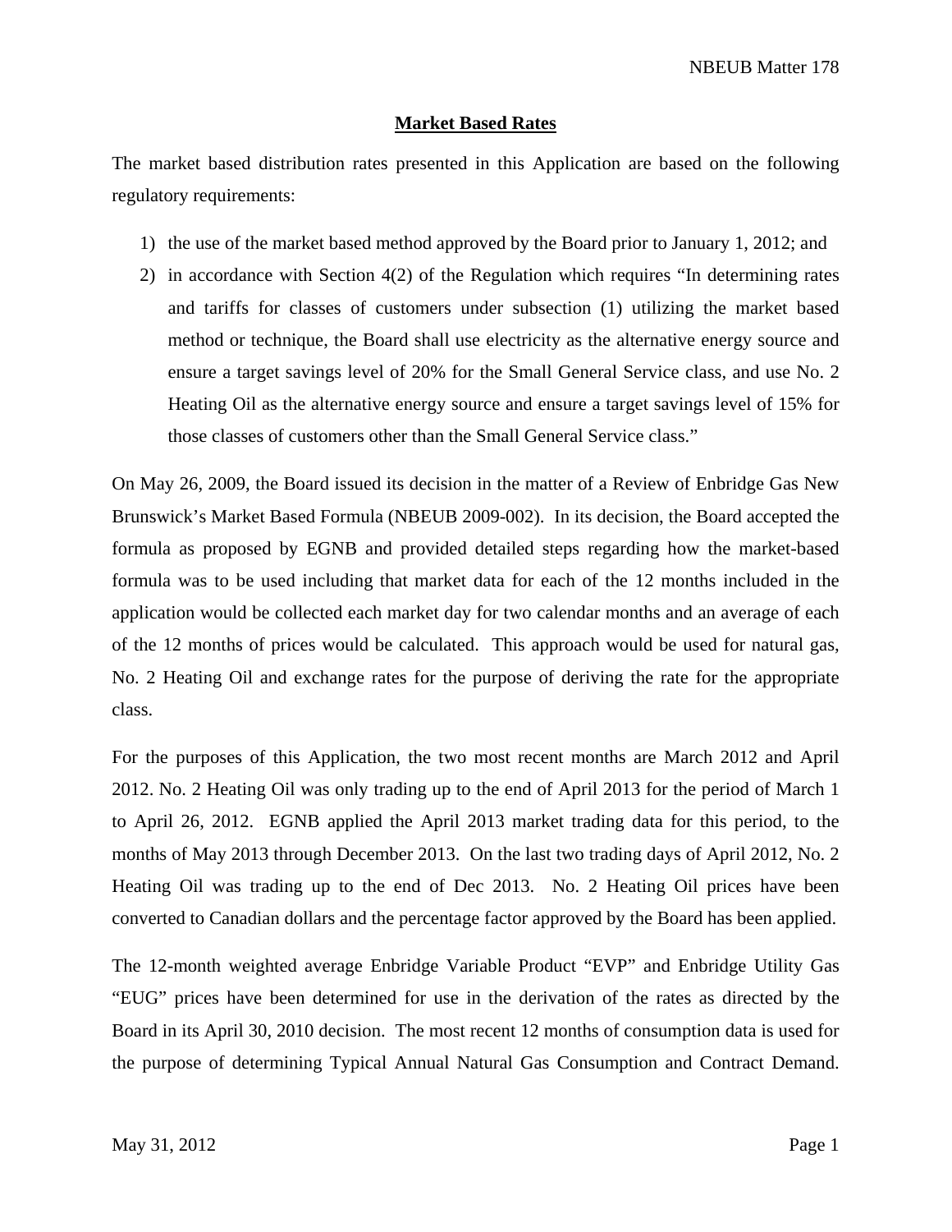## Market Based Rates

The market based distribution rates presented in this Application are based on the following regulatory requirements:

1) the use of the market based method approved by the Board prior to January 1, 2012; and
2) in accordance with Section 4(2) of the Regulation which requires "In determining rates and tariffs for classes of customers under subsection (1) utilizing the market based method or technique, the Board shall use electricity as the alternative energy source and ensure a target savings level of 20% for the Small General Service class, and use No. 2 Heating Oil as the alternative energy source and ensure a target savings level of 15% for those classes of customers other than the Small General Service class."

On May 26, 2009, the Board issued its decision in the matter of a Review of Enbridge Gas New Brunswick's Market Based Formula (NBEUB 2009-002). In its decision, the Board accepted the formula as proposed by EGNB and provided detailed steps regarding how the market-based formula was to be used including that market data for each of the 12 months included in the application would be collected each market day for two calendar months and an average of each of the 12 months of prices would be calculated. This approach would be used for natural gas, No. 2 Heating Oil and exchange rates for the purpose of deriving the rate for the appropriate class.

For the purposes of this Application, the two most recent months are March 2012 and April 2012. No. 2 Heating Oil was only trading up to the end of April 2013 for the period of March 1 to April 26, 2012. EGNB applied the April 2013 market trading data for this period, to the months of May 2013 through December 2013. On the last two trading days of April 2012, No. 2 Heating Oil was trading up to the end of Dec 2013. No. 2 Heating Oil prices have been converted to Canadian dollars and the percentage factor approved by the Board has been applied.

The 12-month weighted average Enbridge Variable Product "EVP" and Enbridge Utility Gas "EUG" prices have been determined for use in the derivation of the rates as directed by the Board in its April 30, 2010 decision. The most recent 12 months of consumption data is used for the purpose of determining Typical Annual Natural Gas Consumption and Contract Demand.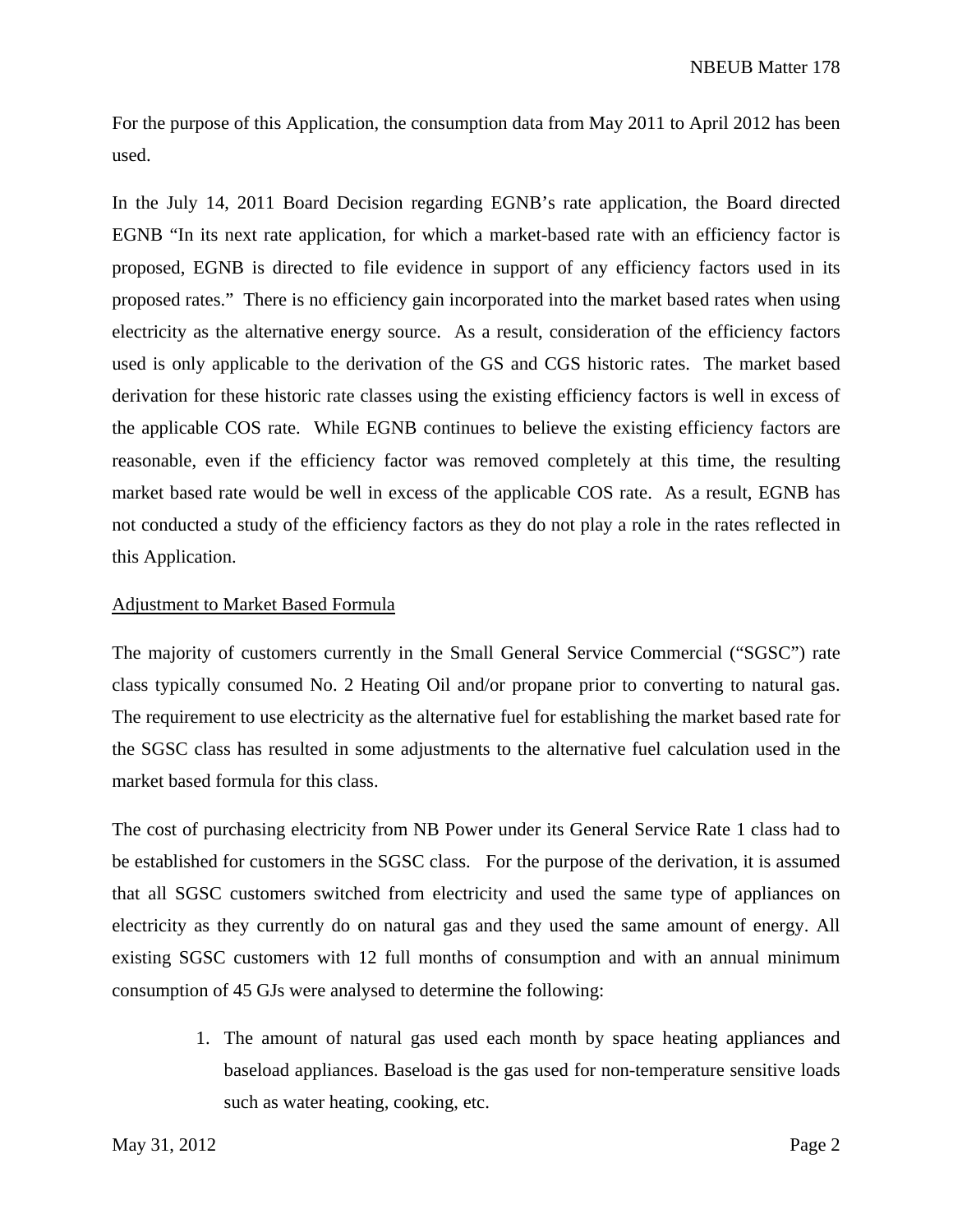For the purpose of this Application, the consumption data from May 2011 to April 2012 has been used.

In the July 14, 2011 Board Decision regarding EGNB's rate application, the Board directed EGNB "In its next rate application, for which a market-based rate with an efficiency factor is proposed, EGNB is directed to file evidence in support of any efficiency factors used in its proposed rates." There is no efficiency gain incorporated into the market based rates when using electricity as the alternative energy source. As a result, consideration of the efficiency factors used is only applicable to the derivation of the GS and CGS historic rates. The market based derivation for these historic rate classes using the existing efficiency factors is well in excess of the applicable COS rate. While EGNB continues to believe the existing efficiency factors are reasonable, even if the efficiency factor was removed completely at this time, the resulting market based rate would be well in excess of the applicable COS rate. As a result, EGNB has not conducted a study of the efficiency factors as they do not play a role in the rates reflected in this Application.

Adjustment to Market Based Formula

The majority of customers currently in the Small General Service Commercial ("SGSC") rate class typically consumed No. 2 Heating Oil and/or propane prior to converting to natural gas. The requirement to use electricity as the alternative fuel for establishing the market based rate for the SGSC class has resulted in some adjustments to the alternative fuel calculation used in the market based formula for this class.

The cost of purchasing electricity from NB Power under its General Service Rate 1 class had to be established for customers in the SGSC class. For the purpose of the derivation, it is assumed that all SGSC customers switched from electricity and used the same type of appliances on electricity as they currently do on natural gas and they used the same amount of energy. All existing SGSC customers with 12 full months of consumption and with an annual minimum consumption of 45 GJs were analysed to determine the following:

1. The amount of natural gas used each month by space heating appliances and baseload appliances. Baseload is the gas used for non-temperature sensitive loads such as water heating, cooking, etc.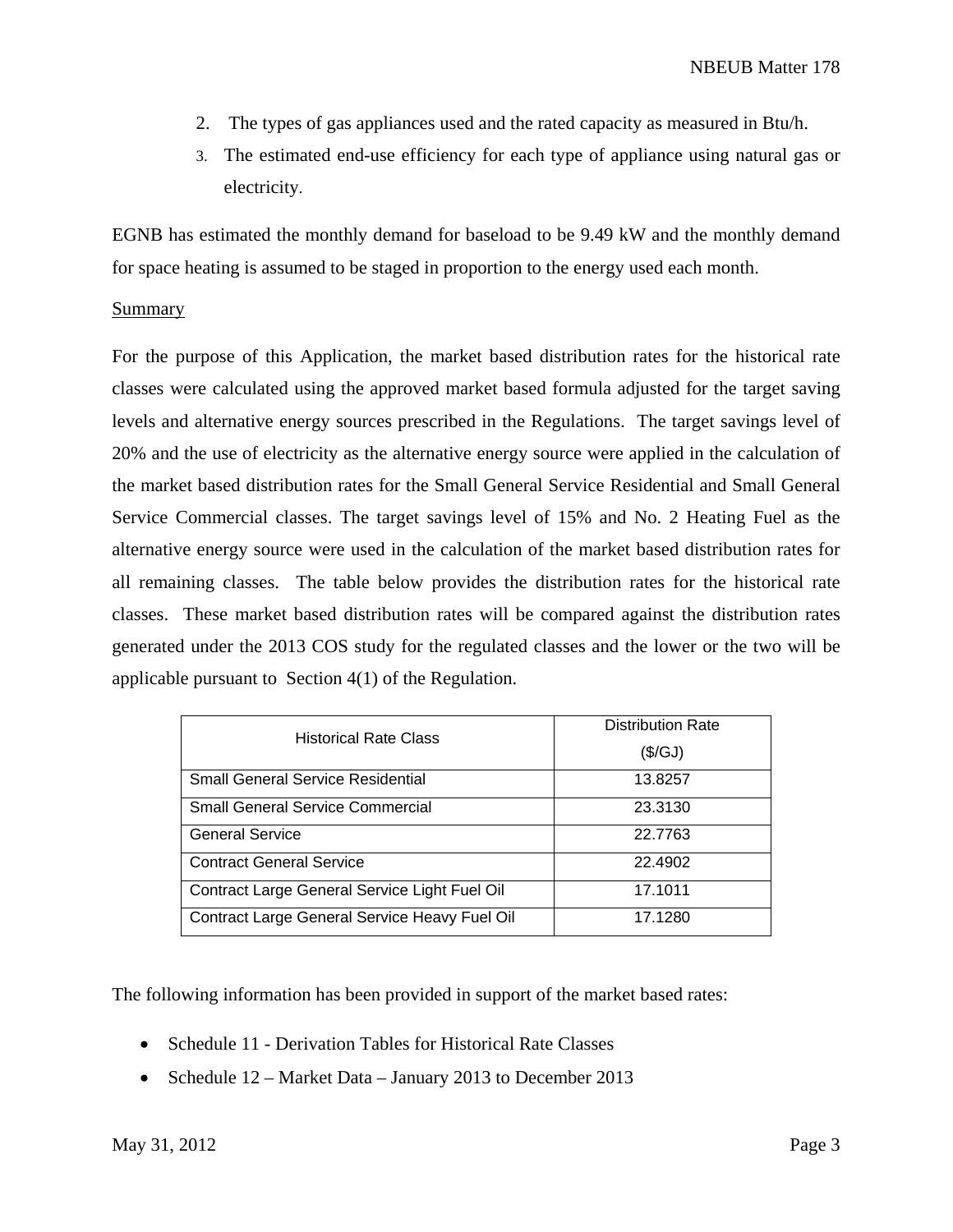2. The types of gas appliances used and the rated capacity as measured in Btu/h.
3. The estimated end-use efficiency for each type of appliance using natural gas or electricity.

EGNB has estimated the monthly demand for baseload to be 9.49 kW and the monthly demand for space heating is assumed to be staged in proportion to the energy used each month.

Summary

For the purpose of this Application, the market based distribution rates for the historical rate classes were calculated using the approved market based formula adjusted for the target saving levels and alternative energy sources prescribed in the Regulations. The target savings level of 20% and the use of electricity as the alternative energy source were applied in the calculation of the market based distribution rates for the Small General Service Residential and Small General Service Commercial classes. The target savings level of 15% and No. 2 Heating Fuel as the alternative energy source were used in the calculation of the market based distribution rates for all remaining classes. The table below provides the distribution rates for the historical rate classes. These market based distribution rates will be compared against the distribution rates generated under the 2013 COS study for the regulated classes and the lower or the two will be applicable pursuant to Section 4(1) of the Regulation.

| Historical Rate Class | Distribution Rate ($/GJ) |
|---|---|
| Small General Service Residential | 13.8257 |
| Small General Service Commercial | 23.3130 |
| General Service | 22.7763 |
| Contract General Service | 22.4902 |
| Contract Large General Service Light Fuel Oil | 17.1011 |
| Contract Large General Service Heavy Fuel Oil | 17.1280 |

The following information has been provided in support of the market based rates:

- Schedule 11 - Derivation Tables for Historical Rate Classes
- Schedule 12 – Market Data – January 2013 to December 2013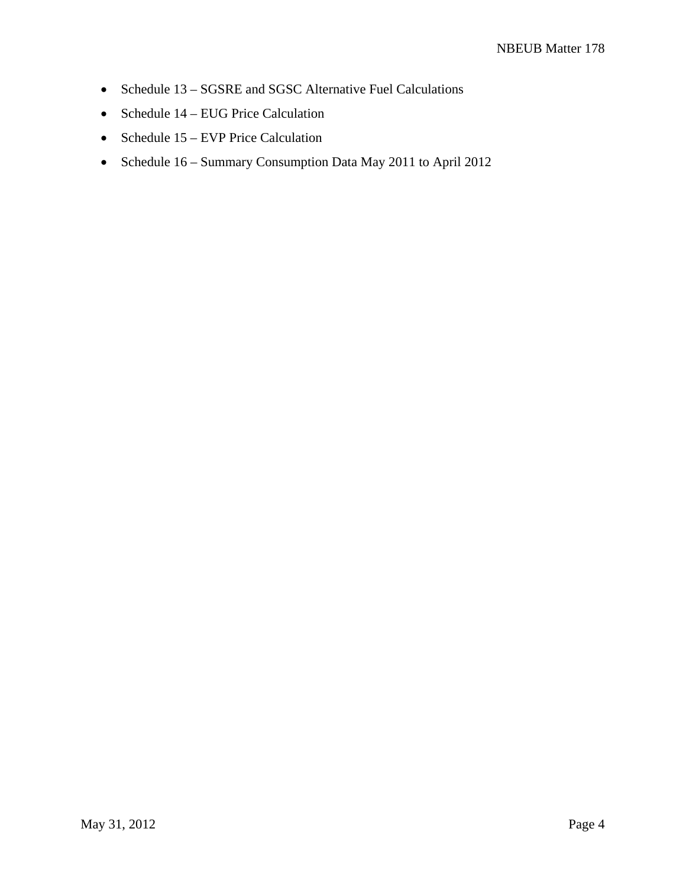- Schedule 13 – SGSRE and SGSC Alternative Fuel Calculations
- Schedule 14 – EUG Price Calculation
- Schedule 15 – EVP Price Calculation
- Schedule 16 – Summary Consumption Data May 2011 to April 2012